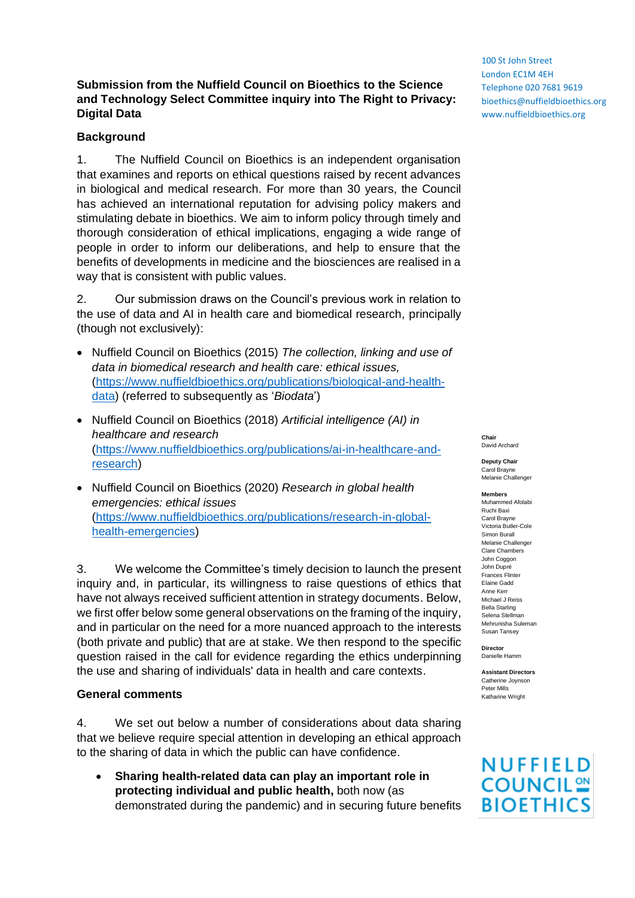100 St John Street
London EC1M 4EH
Telephone 020 7681 9619
bioethics@nuffieldbioethics.org
www.nuffieldbioethics.org

**Submission from the Nuffield Council on Bioethics to the Science and Technology Select Committee inquiry into The Right to Privacy: Digital Data**

## Background

1. The Nuffield Council on Bioethics is an independent organisation that examines and reports on ethical questions raised by recent advances in biological and medical research. For more than 30 years, the Council has achieved an international reputation for advising policy makers and stimulating debate in bioethics. We aim to inform policy through timely and thorough consideration of ethical implications, engaging a wide range of people in order to inform our deliberations, and help to ensure that the benefits of developments in medicine and the biosciences are realised in a way that is consistent with public values.

2. Our submission draws on the Council's previous work in relation to the use of data and AI in health care and biomedical research, principally (though not exclusively):

- Nuffield Council on Bioethics (2015) *The collection, linking and use of data in biomedical research and health care: ethical issues,* (https://www.nuffieldbioethics.org/publications/biological-and-health-data) (referred to subsequently as '*Biodata*')
- Nuffield Council on Bioethics (2018) *Artificial intelligence (AI) in healthcare and research* (https://www.nuffieldbioethics.org/publications/ai-in-healthcare-and-research)
- Nuffield Council on Bioethics (2020) *Research in global health emergencies: ethical issues* (https://www.nuffieldbioethics.org/publications/research-in-global-health-emergencies)

3. We welcome the Committee's timely decision to launch the present inquiry and, in particular, its willingness to raise questions of ethics that have not always received sufficient attention in strategy documents. Below, we first offer below some general observations on the framing of the inquiry, and in particular on the need for a more nuanced approach to the interests (both private and public) that are at stake. We then respond to the specific question raised in the call for evidence regarding the ethics underpinning the use and sharing of individuals' data in health and care contexts.

## General comments

4. We set out below a number of considerations about data sharing that we believe require special attention in developing an ethical approach to the sharing of data in which the public can have confidence.

- **Sharing health-related data can play an important role in protecting individual and public health,** both now (as demonstrated during the pandemic) and in securing future benefits

**Chair**
David Archard

**Deputy Chair**
Carol Brayne
Melanie Challenger

**Members**
Muhammed Afolabi
Ruchi Baxi
Carol Brayne
Victoria Butler-Cole
Simon Burall
Melanie Challenger
Clare Chambers
John Coggon
John Dupré
Frances Flinter
Elaine Gadd
Anne Kerr
Michael J Reiss
Bella Starling
Selena Stellman
Mehrunisha Suleman
Susan Tansey

**Director**
Danielle Hamm

**Assistant Directors**
Catherine Joynson
Peter Mills
Katharine Wright

NUFFIELD COUNCIL ON BIOETHICS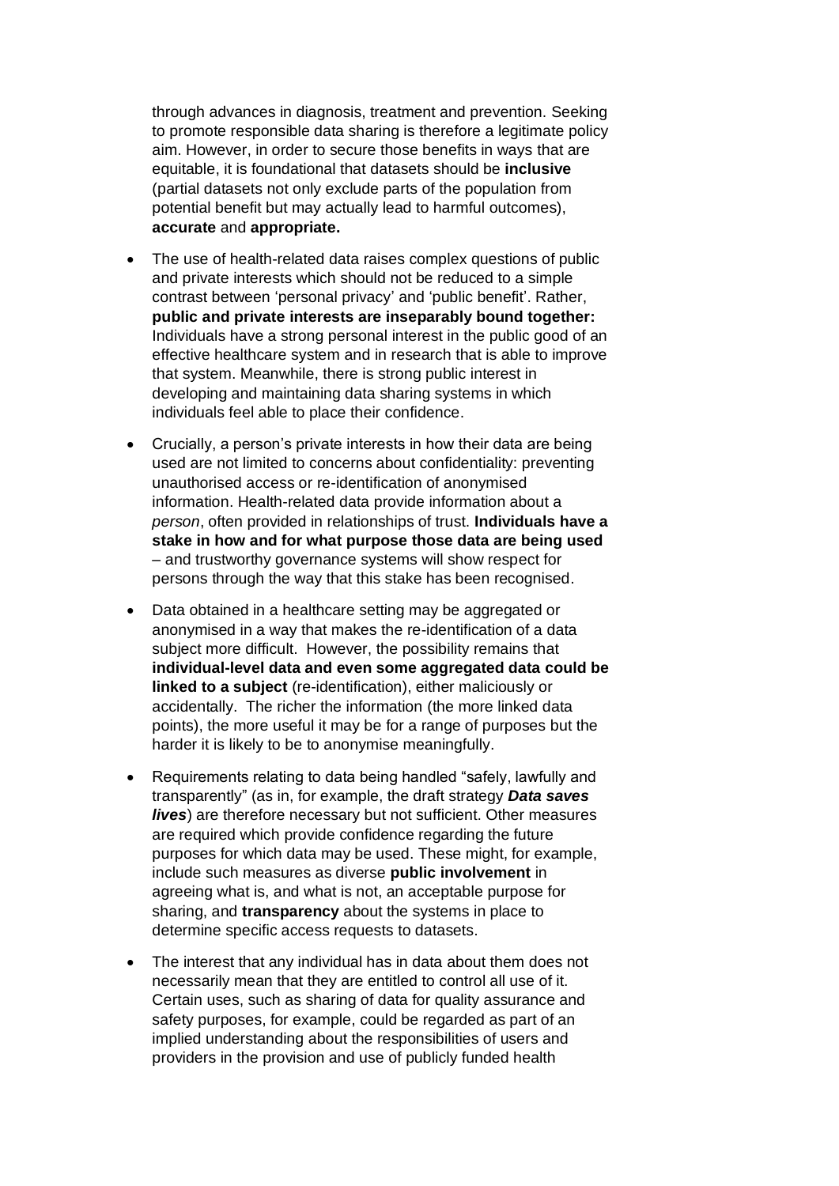through advances in diagnosis, treatment and prevention. Seeking to promote responsible data sharing is therefore a legitimate policy aim. However, in order to secure those benefits in ways that are equitable, it is foundational that datasets should be **inclusive** (partial datasets not only exclude parts of the population from potential benefit but may actually lead to harmful outcomes), **accurate** and **appropriate.**

- The use of health-related data raises complex questions of public and private interests which should not be reduced to a simple contrast between 'personal privacy' and 'public benefit'. Rather, **public and private interests are inseparably bound together:** Individuals have a strong personal interest in the public good of an effective healthcare system and in research that is able to improve that system. Meanwhile, there is strong public interest in developing and maintaining data sharing systems in which individuals feel able to place their confidence.

- Crucially, a person's private interests in how their data are being used are not limited to concerns about confidentiality: preventing unauthorised access or re-identification of anonymised information. Health-related data provide information about a *person*, often provided in relationships of trust. **Individuals have a stake in how and for what purpose those data are being used** – and trustworthy governance systems will show respect for persons through the way that this stake has been recognised.

- Data obtained in a healthcare setting may be aggregated or anonymised in a way that makes the re-identification of a data subject more difficult. However, the possibility remains that **individual-level data and even some aggregated data could be linked to a subject** (re-identification), either maliciously or accidentally. The richer the information (the more linked data points), the more useful it may be for a range of purposes but the harder it is likely to be to anonymise meaningfully.

- Requirements relating to data being handled "safely, lawfully and transparently" (as in, for example, the draft strategy ***Data saves lives***) are therefore necessary but not sufficient. Other measures are required which provide confidence regarding the future purposes for which data may be used. These might, for example, include such measures as diverse **public involvement** in agreeing what is, and what is not, an acceptable purpose for sharing, and **transparency** about the systems in place to determine specific access requests to datasets.

- The interest that any individual has in data about them does not necessarily mean that they are entitled to control all use of it. Certain uses, such as sharing of data for quality assurance and safety purposes, for example, could be regarded as part of an implied understanding about the responsibilities of users and providers in the provision and use of publicly funded health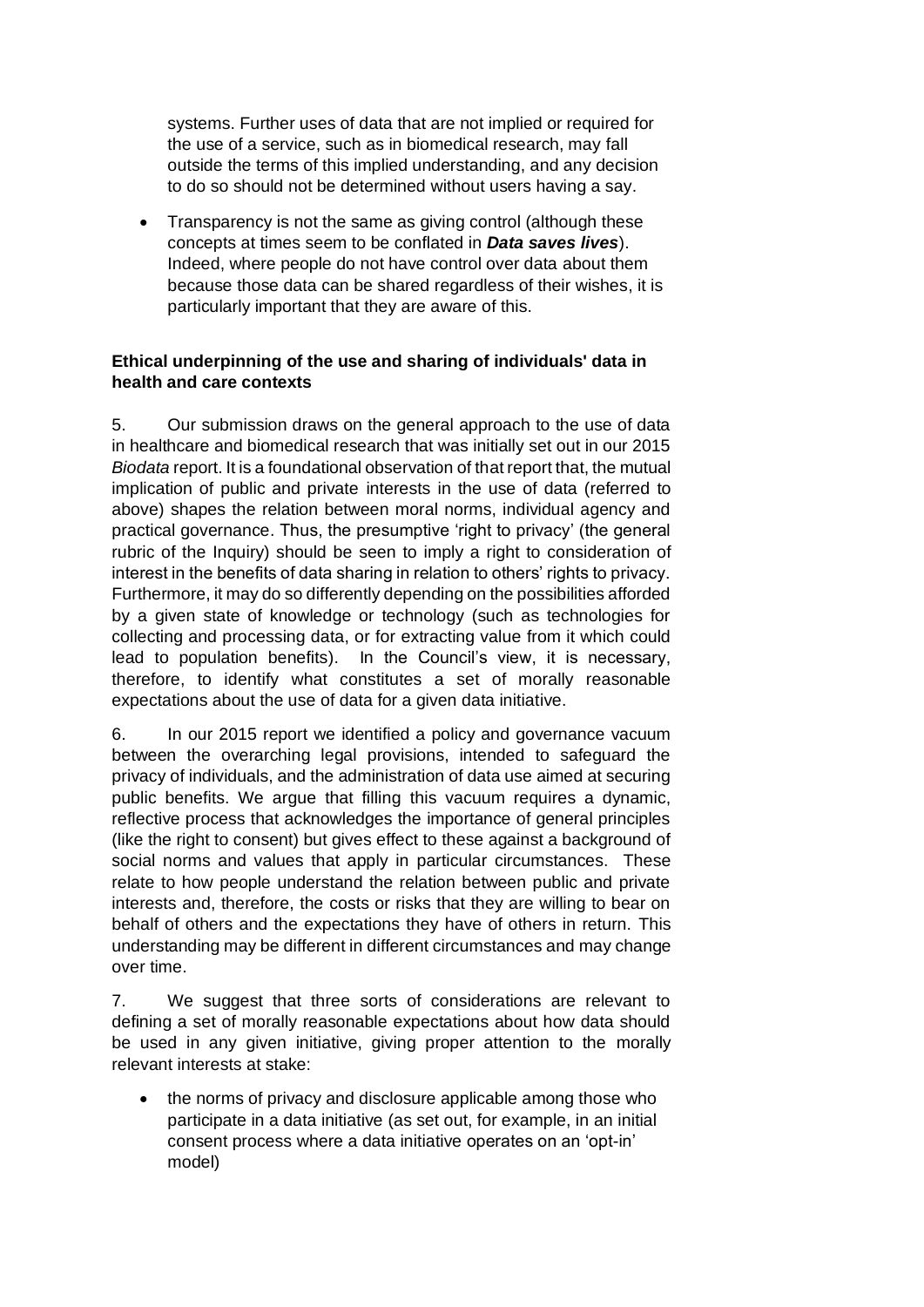systems. Further uses of data that are not implied or required for the use of a service, such as in biomedical research, may fall outside the terms of this implied understanding, and any decision to do so should not be determined without users having a say.

- Transparency is not the same as giving control (although these concepts at times seem to be conflated in ***Data saves lives***). Indeed, where people do not have control over data about them because those data can be shared regardless of their wishes, it is particularly important that they are aware of this.

**Ethical underpinning of the use and sharing of individuals' data in health and care contexts**

5. Our submission draws on the general approach to the use of data in healthcare and biomedical research that was initially set out in our 2015 *Biodata* report. It is a foundational observation of that report that, the mutual implication of public and private interests in the use of data (referred to above) shapes the relation between moral norms, individual agency and practical governance. Thus, the presumptive 'right to privacy' (the general rubric of the Inquiry) should be seen to imply a right to consideration of interest in the benefits of data sharing in relation to others' rights to privacy. Furthermore, it may do so differently depending on the possibilities afforded by a given state of knowledge or technology (such as technologies for collecting and processing data, or for extracting value from it which could lead to population benefits). In the Council's view, it is necessary, therefore, to identify what constitutes a set of morally reasonable expectations about the use of data for a given data initiative.

6. In our 2015 report we identified a policy and governance vacuum between the overarching legal provisions, intended to safeguard the privacy of individuals, and the administration of data use aimed at securing public benefits. We argue that filling this vacuum requires a dynamic, reflective process that acknowledges the importance of general principles (like the right to consent) but gives effect to these against a background of social norms and values that apply in particular circumstances. These relate to how people understand the relation between public and private interests and, therefore, the costs or risks that they are willing to bear on behalf of others and the expectations they have of others in return. This understanding may be different in different circumstances and may change over time.

7. We suggest that three sorts of considerations are relevant to defining a set of morally reasonable expectations about how data should be used in any given initiative, giving proper attention to the morally relevant interests at stake:

- the norms of privacy and disclosure applicable among those who participate in a data initiative (as set out, for example, in an initial consent process where a data initiative operates on an 'opt-in' model)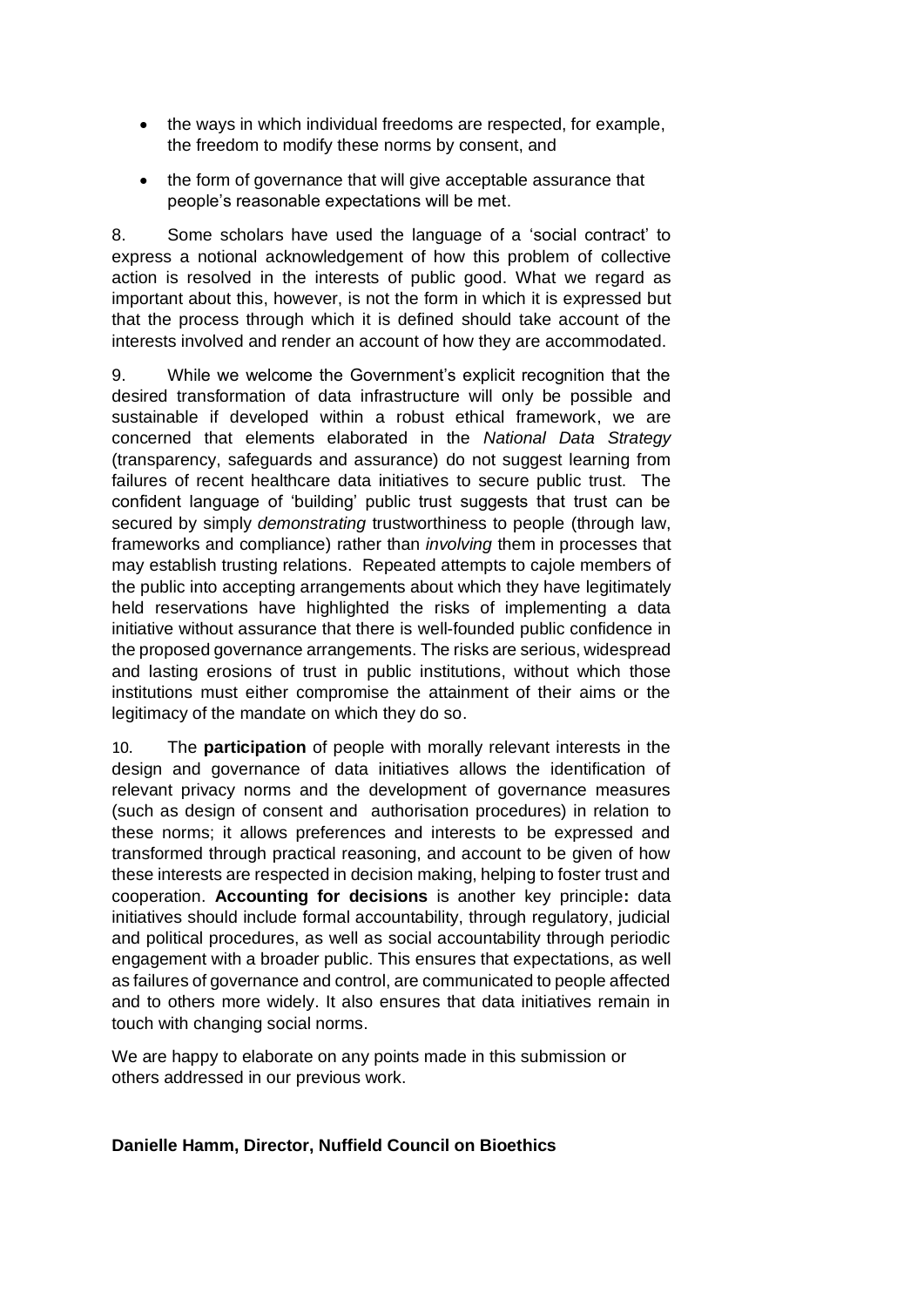- the ways in which individual freedoms are respected, for example, the freedom to modify these norms by consent, and
- the form of governance that will give acceptable assurance that people's reasonable expectations will be met.

8. Some scholars have used the language of a 'social contract' to express a notional acknowledgement of how this problem of collective action is resolved in the interests of public good. What we regard as important about this, however, is not the form in which it is expressed but that the process through which it is defined should take account of the interests involved and render an account of how they are accommodated.

9. While we welcome the Government's explicit recognition that the desired transformation of data infrastructure will only be possible and sustainable if developed within a robust ethical framework, we are concerned that elements elaborated in the *National Data Strategy* (transparency, safeguards and assurance) do not suggest learning from failures of recent healthcare data initiatives to secure public trust. The confident language of 'building' public trust suggests that trust can be secured by simply *demonstrating* trustworthiness to people (through law, frameworks and compliance) rather than *involving* them in processes that may establish trusting relations. Repeated attempts to cajole members of the public into accepting arrangements about which they have legitimately held reservations have highlighted the risks of implementing a data initiative without assurance that there is well-founded public confidence in the proposed governance arrangements. The risks are serious, widespread and lasting erosions of trust in public institutions, without which those institutions must either compromise the attainment of their aims or the legitimacy of the mandate on which they do so.

10. The **participation** of people with morally relevant interests in the design and governance of data initiatives allows the identification of relevant privacy norms and the development of governance measures (such as design of consent and authorisation procedures) in relation to these norms; it allows preferences and interests to be expressed and transformed through practical reasoning, and account to be given of how these interests are respected in decision making, helping to foster trust and cooperation. **Accounting for decisions** is another key principle**:** data initiatives should include formal accountability, through regulatory, judicial and political procedures, as well as social accountability through periodic engagement with a broader public. This ensures that expectations, as well as failures of governance and control, are communicated to people affected and to others more widely. It also ensures that data initiatives remain in touch with changing social norms.

We are happy to elaborate on any points made in this submission or others addressed in our previous work.

**Danielle Hamm, Director, Nuffield Council on Bioethics**